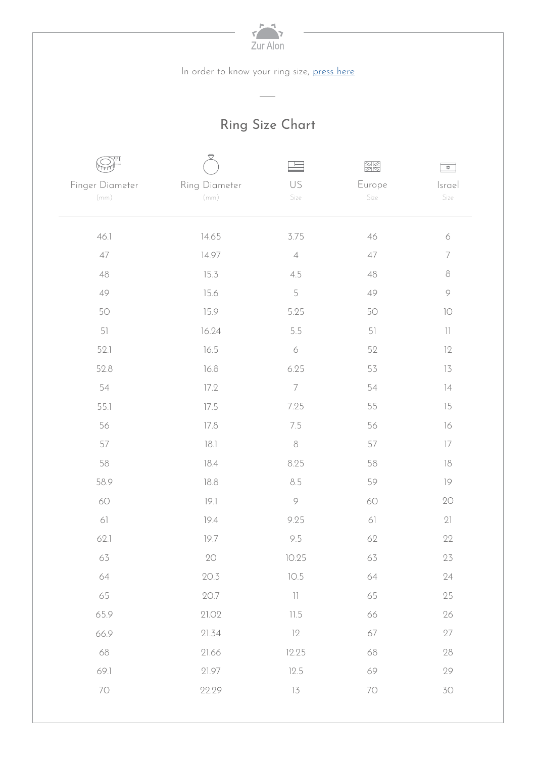Zur Alon

In order to know your ring size, press here

## Ring Size Chart

| Finger Diameter (mm) | Ring Diameter (mm) | US Size | Europe Size | Israel Size |
|---|---|---|---|---|
| 46.1 | 14.65 | 3.75 | 46 | 6 |
| 47 | 14.97 | 4 | 47 | 7 |
| 48 | 15.3 | 4.5 | 48 | 8 |
| 49 | 15.6 | 5 | 49 | 9 |
| 50 | 15.9 | 5.25 | 50 | 10 |
| 51 | 16.24 | 5.5 | 51 | 11 |
| 52.1 | 16.5 | 6 | 52 | 12 |
| 52.8 | 16.8 | 6.25 | 53 | 13 |
| 54 | 17.2 | 7 | 54 | 14 |
| 55.1 | 17.5 | 7.25 | 55 | 15 |
| 56 | 17.8 | 7.5 | 56 | 16 |
| 57 | 18.1 | 8 | 57 | 17 |
| 58 | 18.4 | 8.25 | 58 | 18 |
| 58.9 | 18.8 | 8.5 | 59 | 19 |
| 60 | 19.1 | 9 | 60 | 20 |
| 61 | 19.4 | 9.25 | 61 | 21 |
| 62.1 | 19.7 | 9.5 | 62 | 22 |
| 63 | 20 | 10.25 | 63 | 23 |
| 64 | 20.3 | 10.5 | 64 | 24 |
| 65 | 20.7 | 11 | 65 | 25 |
| 65.9 | 21.02 | 11.5 | 66 | 26 |
| 66.9 | 21.34 | 12 | 67 | 27 |
| 68 | 21.66 | 12.25 | 68 | 28 |
| 69.1 | 21.97 | 12.5 | 69 | 29 |
| 70 | 22.29 | 13 | 70 | 30 |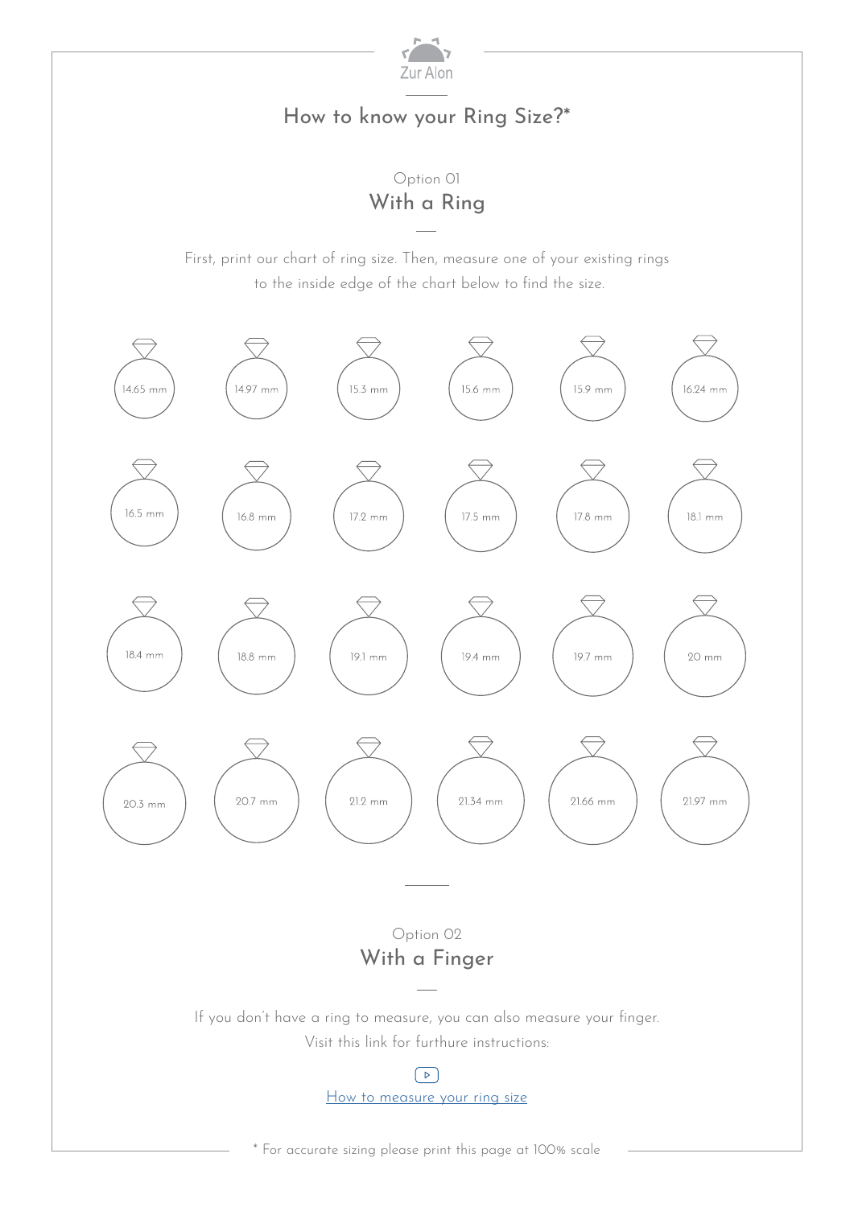Zur Alon

# How to know your Ring Size?*

Option 01

## With a Ring

First, print our chart of ring size. Then, measure one of your existing rings to the inside edge of the chart below to find the size.

14.65 mm

14.97 mm

15.3 mm

15.6 mm

15.9 mm

16.24 mm

16.5 mm

16.8 mm

17.2 mm

17.5 mm

17.8 mm

18.1 mm

18.4 mm

18.8 mm

19.1 mm

19.4 mm

19.7 mm

20 mm

20.3 mm

20.7 mm

21.2 mm

21.34 mm

21.66 mm

21.97 mm

Option 02

## With a Finger

If you don't have a ring to measure, you can also measure your finger. Visit this link for furthure instructions:

How to measure your ring size

* For accurate sizing please print this page at 100% scale